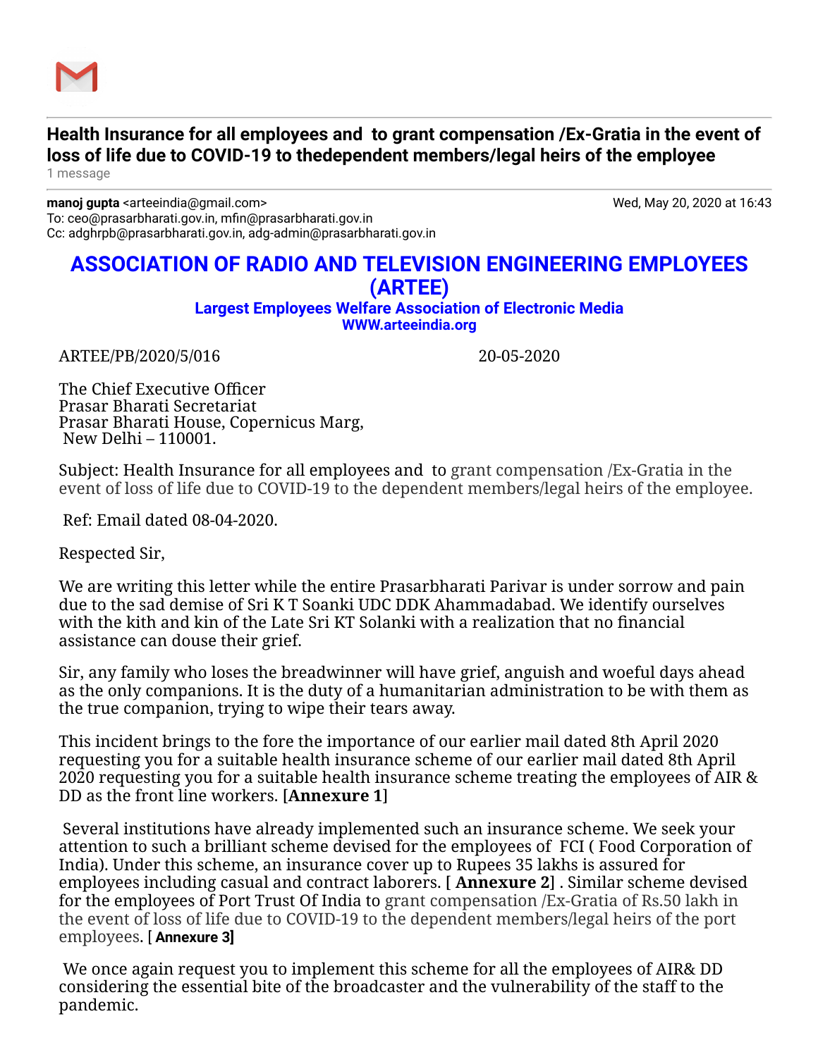## Health Insurance for all employees and to grant compensation /Ex-Gratia in the event of loss of life due to COVID-19 to thedependent members/legal heirs of the employee

1 message

**manoj gupta** <arteeindia@gmail.com>  Wed, May 20, 2020 at 16:43
To: ceo@prasarbharati.gov.in, mfin@prasarbharati.gov.in
Cc: adghrpb@prasarbharati.gov.in, adg-admin@prasarbharati.gov.in

# ASSOCIATION OF RADIO AND TELEVISION ENGINEERING EMPLOYEES (ARTEE)

**Largest Employees Welfare Association of Electronic Media**
**WWW.arteeindia.org**

ARTEE/PB/2020/5/016  20-05-2020

The Chief Executive Officer
Prasar Bharati Secretariat
Prasar Bharati House, Copernicus Marg,
New Delhi – 110001.

Subject: Health Insurance for all employees and to grant compensation /Ex-Gratia in the event of loss of life due to COVID-19 to the dependent members/legal heirs of the employee.

Ref: Email dated 08-04-2020.

Respected Sir,

We are writing this letter while the entire Prasarbharati Parivar is under sorrow and pain due to the sad demise of Sri K T Soanki UDC DDK Ahammadabad. We identify ourselves with the kith and kin of the Late Sri KT Solanki with a realization that no financial assistance can douse their grief.

Sir, any family who loses the breadwinner will have grief, anguish and woeful days ahead as the only companions. It is the duty of a humanitarian administration to be with them as the true companion, trying to wipe their tears away.

This incident brings to the fore the importance of our earlier mail dated 8th April 2020 requesting you for a suitable health insurance scheme of our earlier mail dated 8th April 2020 requesting you for a suitable health insurance scheme treating the employees of AIR & DD as the front line workers. [**Annexure 1**]

Several institutions have already implemented such an insurance scheme. We seek your attention to such a brilliant scheme devised for the employees of FCI ( Food Corporation of India). Under this scheme, an insurance cover up to Rupees 35 lakhs is assured for employees including casual and contract laborers. [ **Annexure 2**] . Similar scheme devised for the employees of Port Trust Of India to grant compensation /Ex-Gratia of Rs.50 lakh in the event of loss of life due to COVID-19 to the dependent members/legal heirs of the port employees. [ **Annexure 3**]

We once again request you to implement this scheme for all the employees of AIR& DD considering the essential bite of the broadcaster and the vulnerability of the staff to the pandemic.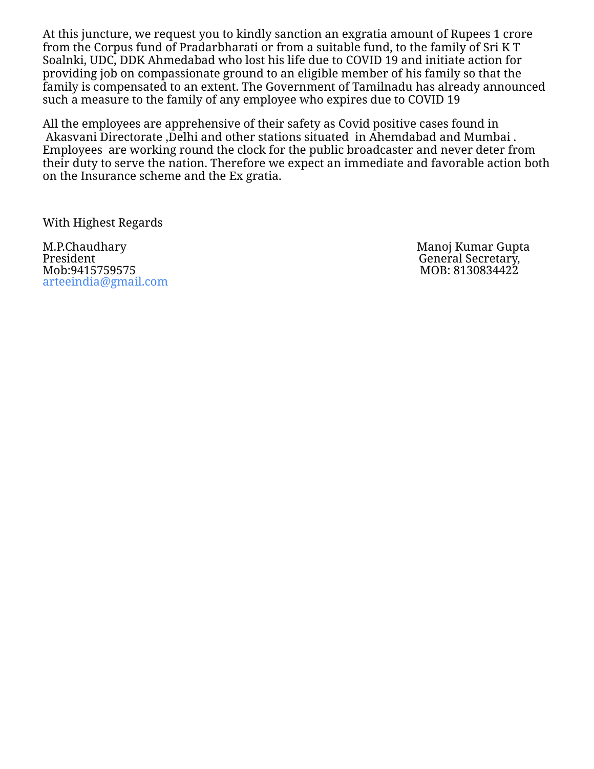At this juncture, we request you to kindly sanction an exgratia amount of Rupees 1 crore from the Corpus fund of Pradarbharati or from a suitable fund, to the family of Sri K T Soalnki, UDC, DDK Ahmedabad who lost his life due to COVID 19 and initiate action for providing job on compassionate ground to an eligible member of his family so that the family is compensated to an extent. The Government of Tamilnadu has already announced such a measure to the family of any employee who expires due to COVID 19

All the employees are apprehensive of their safety as Covid positive cases found in Akasvani Directorate ,Delhi and other stations situated in Ahemdabad and Mumbai . Employees are working round the clock for the public broadcaster and never deter from their duty to serve the nation. Therefore we expect an immediate and favorable action both on the Insurance scheme and the Ex gratia.

With Highest Regards

M.P.Chaudhary
President
Mob:9415759575
arteeindia@gmail.com

Manoj Kumar Gupta
General Secretary,
MOB: 8130834422